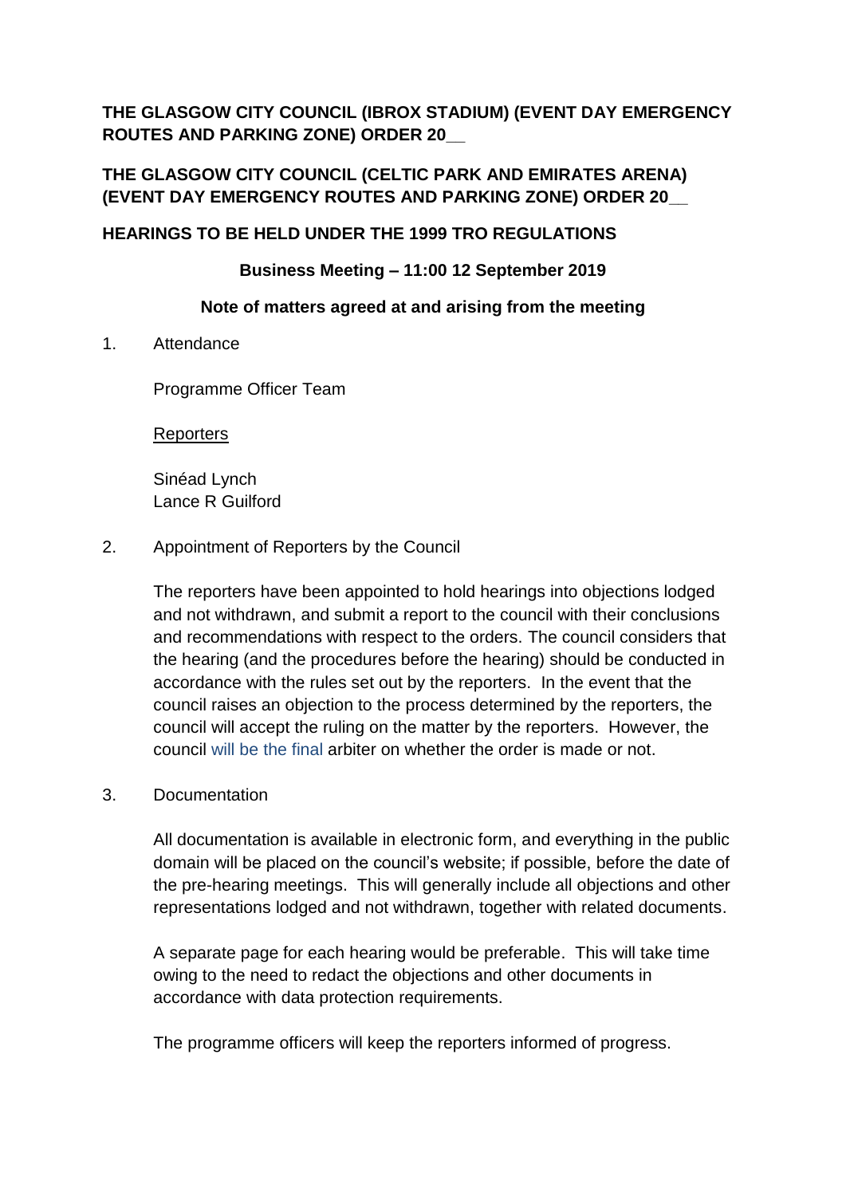**THE GLASGOW CITY COUNCIL (IBROX STADIUM) (EVENT DAY EMERGENCY ROUTES AND PARKING ZONE) ORDER 20__**

**THE GLASGOW CITY COUNCIL (CELTIC PARK AND EMIRATES ARENA) (EVENT DAY EMERGENCY ROUTES AND PARKING ZONE) ORDER 20__**

**HEARINGS TO BE HELD UNDER THE 1999 TRO REGULATIONS**

**Business Meeting – 11:00 12 September 2019**

**Note of matters agreed at and arising from the meeting**

1. Attendance

   Programme Officer Team

   Reporters

   Sinéad Lynch
   Lance R Guilford

2. Appointment of Reporters by the Council

   The reporters have been appointed to hold hearings into objections lodged and not withdrawn, and submit a report to the council with their conclusions and recommendations with respect to the orders. The council considers that the hearing (and the procedures before the hearing) should be conducted in accordance with the rules set out by the reporters. In the event that the council raises an objection to the process determined by the reporters, the council will accept the ruling on the matter by the reporters. However, the council will be the final arbiter on whether the order is made or not.

3. Documentation

   All documentation is available in electronic form, and everything in the public domain will be placed on the council's website; if possible, before the date of the pre-hearing meetings. This will generally include all objections and other representations lodged and not withdrawn, together with related documents.

   A separate page for each hearing would be preferable. This will take time owing to the need to redact the objections and other documents in accordance with data protection requirements.

   The programme officers will keep the reporters informed of progress.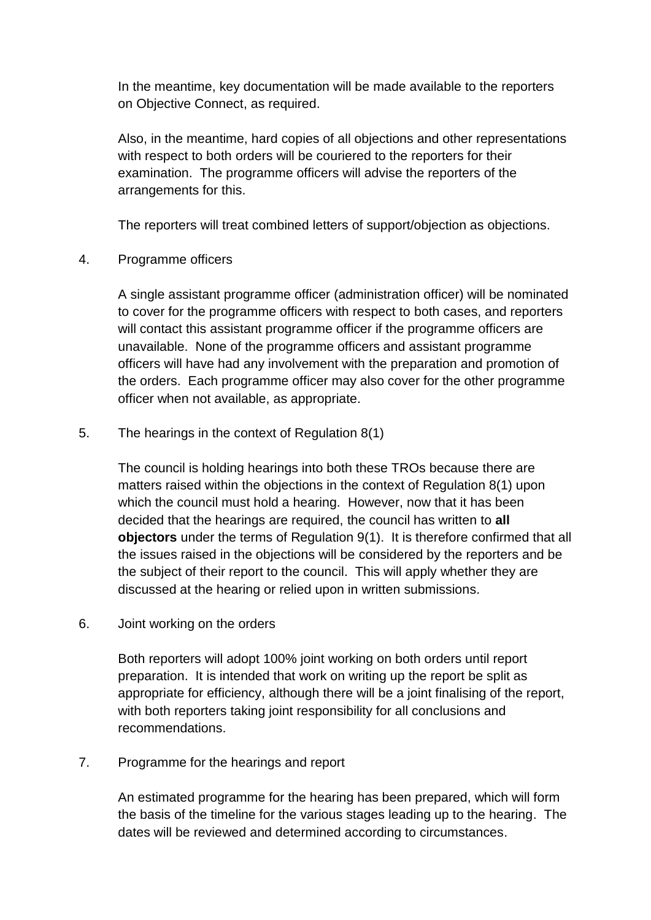In the meantime, key documentation will be made available to the reporters on Objective Connect, as required.

Also, in the meantime, hard copies of all objections and other representations with respect to both orders will be couriered to the reporters for their examination. The programme officers will advise the reporters of the arrangements for this.

The reporters will treat combined letters of support/objection as objections.

4. Programme officers

A single assistant programme officer (administration officer) will be nominated to cover for the programme officers with respect to both cases, and reporters will contact this assistant programme officer if the programme officers are unavailable. None of the programme officers and assistant programme officers will have had any involvement with the preparation and promotion of the orders. Each programme officer may also cover for the other programme officer when not available, as appropriate.

5. The hearings in the context of Regulation 8(1)

The council is holding hearings into both these TROs because there are matters raised within the objections in the context of Regulation 8(1) upon which the council must hold a hearing. However, now that it has been decided that the hearings are required, the council has written to **all objectors** under the terms of Regulation 9(1). It is therefore confirmed that all the issues raised in the objections will be considered by the reporters and be the subject of their report to the council. This will apply whether they are discussed at the hearing or relied upon in written submissions.

6. Joint working on the orders

Both reporters will adopt 100% joint working on both orders until report preparation. It is intended that work on writing up the report be split as appropriate for efficiency, although there will be a joint finalising of the report, with both reporters taking joint responsibility for all conclusions and recommendations.

7. Programme for the hearings and report

An estimated programme for the hearing has been prepared, which will form the basis of the timeline for the various stages leading up to the hearing. The dates will be reviewed and determined according to circumstances.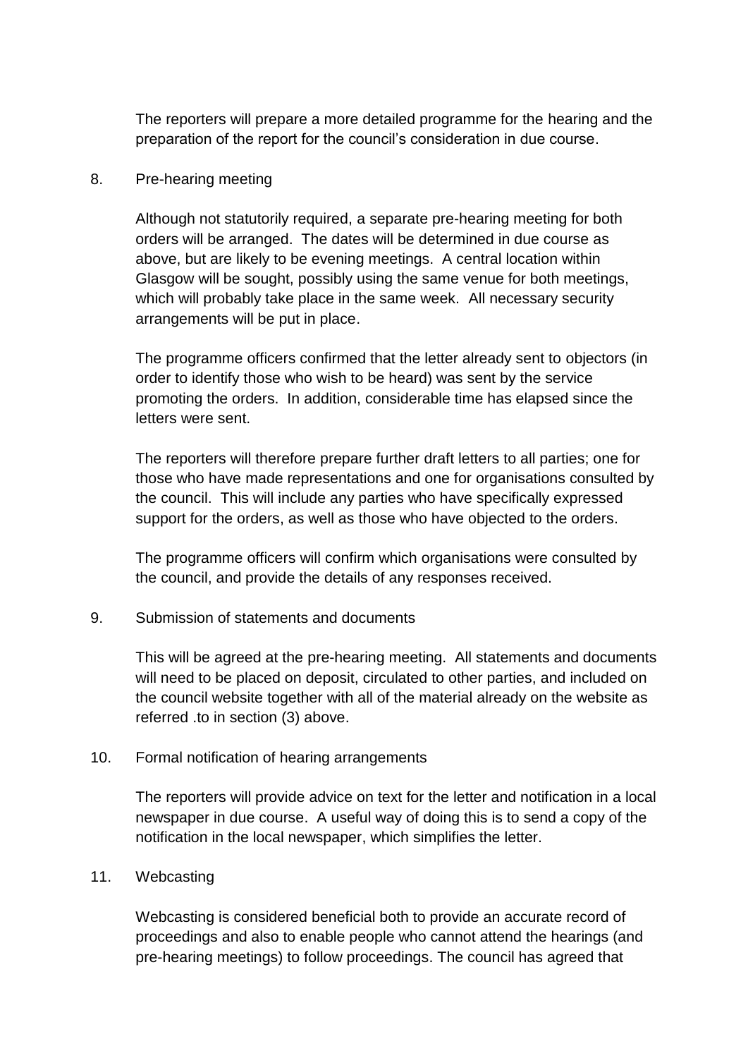The reporters will prepare a more detailed programme for the hearing and the preparation of the report for the council's consideration in due course.

8. Pre-hearing meeting

Although not statutorily required, a separate pre-hearing meeting for both orders will be arranged. The dates will be determined in due course as above, but are likely to be evening meetings. A central location within Glasgow will be sought, possibly using the same venue for both meetings, which will probably take place in the same week. All necessary security arrangements will be put in place.

The programme officers confirmed that the letter already sent to objectors (in order to identify those who wish to be heard) was sent by the service promoting the orders. In addition, considerable time has elapsed since the letters were sent.

The reporters will therefore prepare further draft letters to all parties; one for those who have made representations and one for organisations consulted by the council. This will include any parties who have specifically expressed support for the orders, as well as those who have objected to the orders.

The programme officers will confirm which organisations were consulted by the council, and provide the details of any responses received.

9. Submission of statements and documents

This will be agreed at the pre-hearing meeting. All statements and documents will need to be placed on deposit, circulated to other parties, and included on the council website together with all of the material already on the website as referred .to in section (3) above.

10. Formal notification of hearing arrangements

The reporters will provide advice on text for the letter and notification in a local newspaper in due course. A useful way of doing this is to send a copy of the notification in the local newspaper, which simplifies the letter.

11. Webcasting

Webcasting is considered beneficial both to provide an accurate record of proceedings and also to enable people who cannot attend the hearings (and pre-hearing meetings) to follow proceedings. The council has agreed that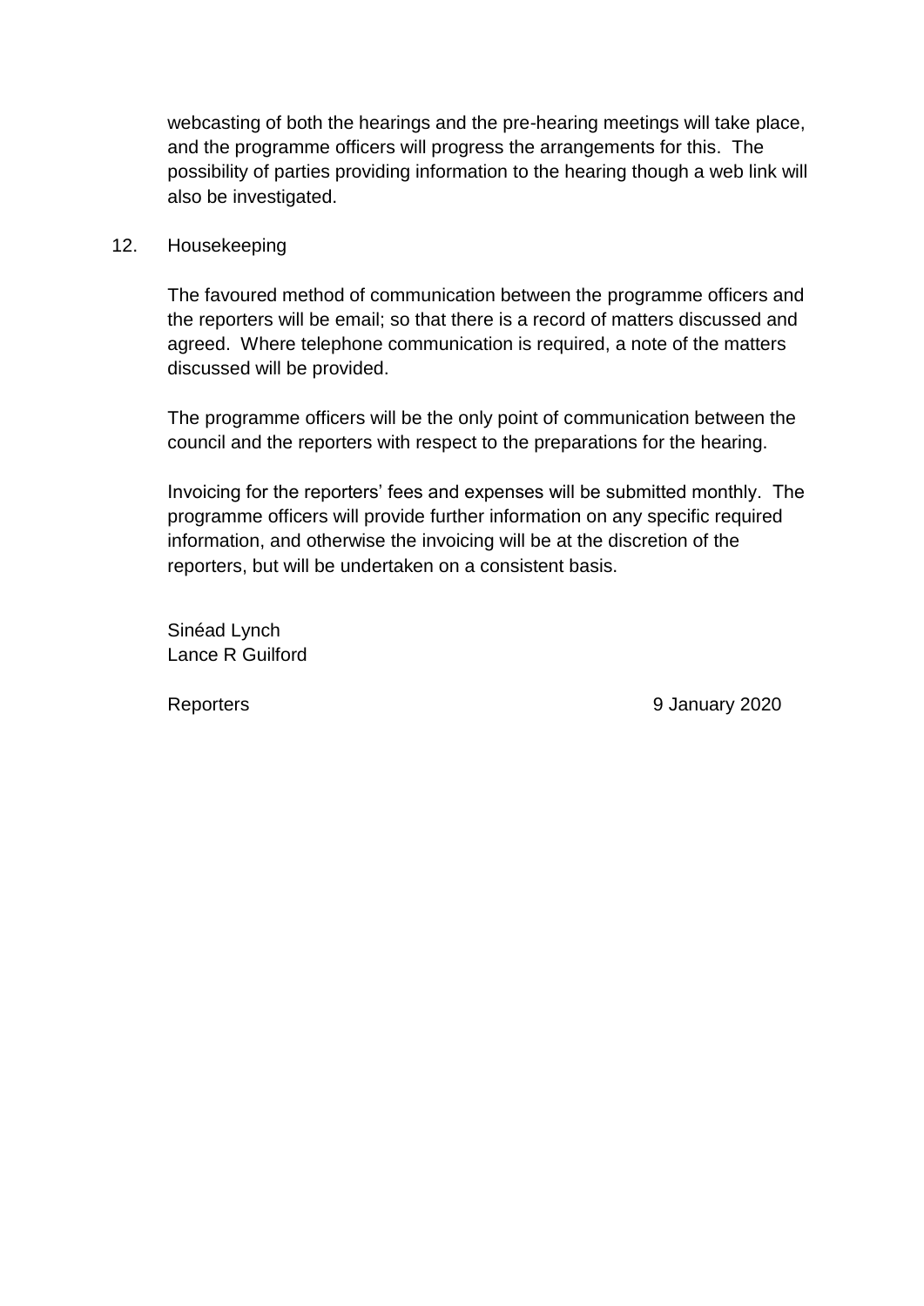webcasting of both the hearings and the pre-hearing meetings will take place, and the programme officers will progress the arrangements for this. The possibility of parties providing information to the hearing though a web link will also be investigated.

12. Housekeeping

The favoured method of communication between the programme officers and the reporters will be email; so that there is a record of matters discussed and agreed. Where telephone communication is required, a note of the matters discussed will be provided.

The programme officers will be the only point of communication between the council and the reporters with respect to the preparations for the hearing.

Invoicing for the reporters' fees and expenses will be submitted monthly. The programme officers will provide further information on any specific required information, and otherwise the invoicing will be at the discretion of the reporters, but will be undertaken on a consistent basis.

Sinéad Lynch
Lance R Guilford

Reporters 9 January 2020